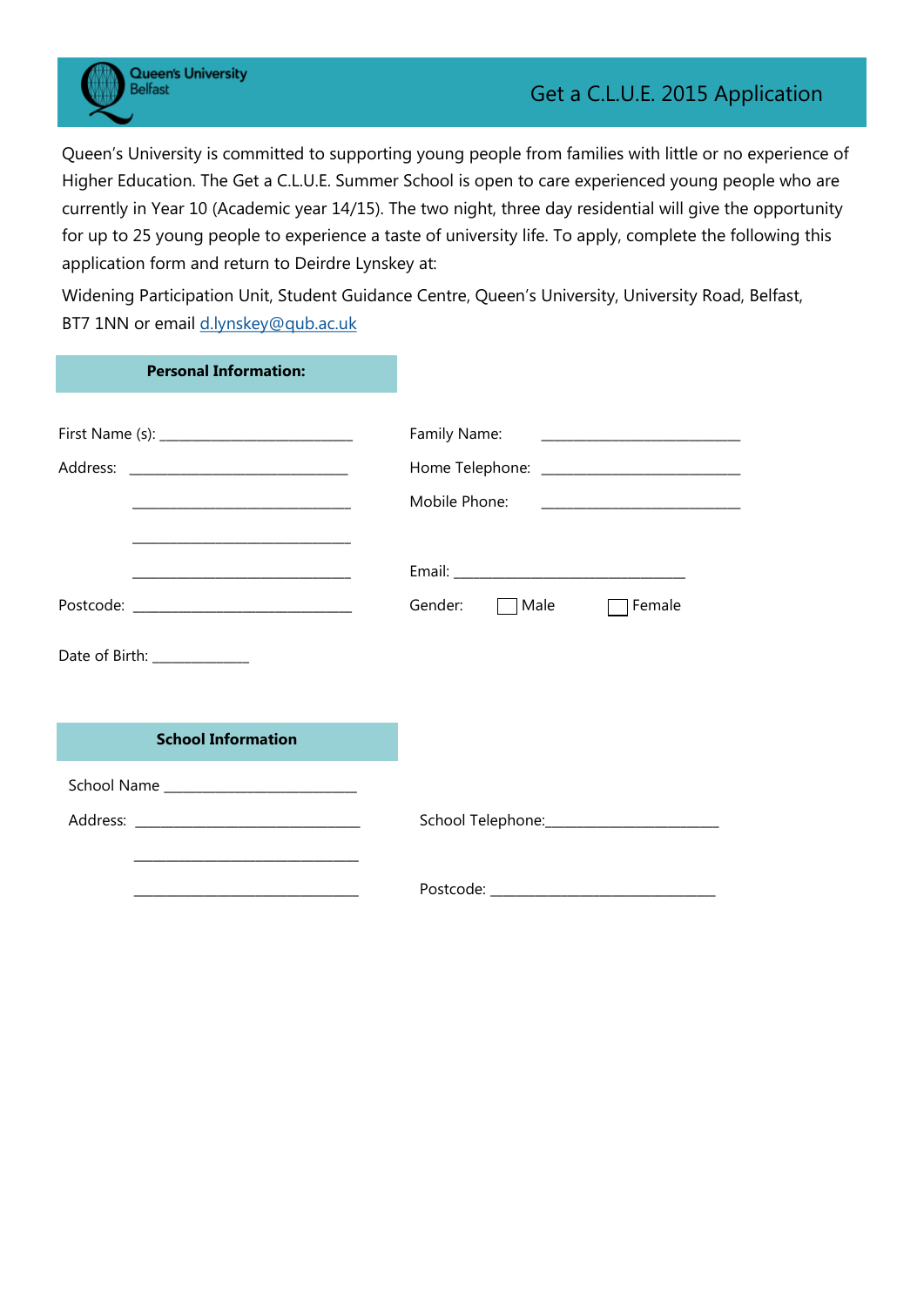Queen's University Belfast

# Get a C.L.U.E. 2015 Application

Queen's University is committed to supporting young people from families with little or no experience of Higher Education. The Get a C.L.U.E. Summer School is open to care experienced young people who are currently in Year 10 (Academic year 14/15). The two night, three day residential will give the opportunity for up to 25 young people to experience a taste of university life. To apply, complete the following this application form and return to Deirdre Lynskey at:

Widening Participation Unit, Student Guidance Centre, Queen's University, University Road, Belfast, BT7 1NN or email d.lynskey@qub.ac.uk

## Personal Information:

First Name (s): ___________________________ Family Name: ___________________________

Address: ______________________________ Home Telephone: ___________________________

______________________________ Mobile Phone: ___________________________

______________________________

______________________________ Email: ________________________________

Postcode: ______________________________ Gender: ☐ Male ☐ Female

Date of Birth: _____________

## School Information

School Name _________________________

Address: _______________________________ School Telephone:________________________

_______________________________

_______________________________ Postcode: _______________________________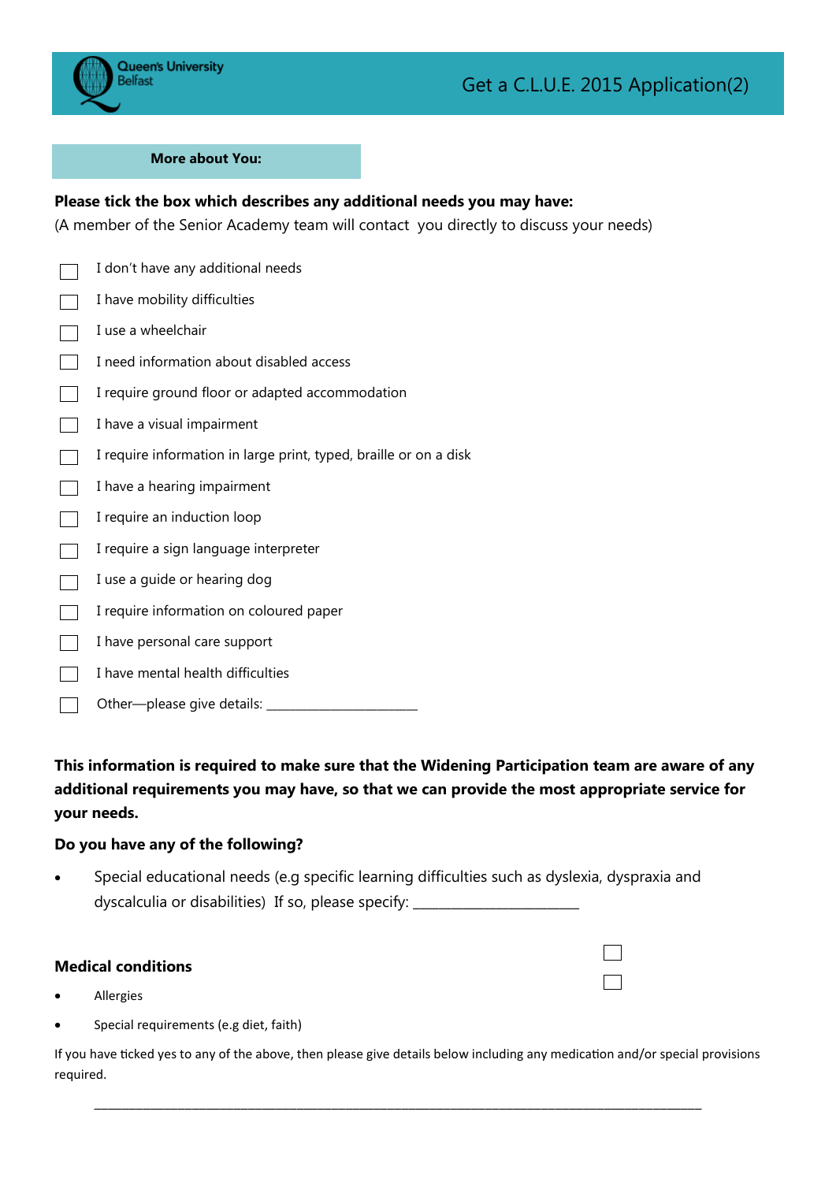Get a C.L.U.E. 2015 Application(2)

**More about You:**

**Please tick the box which describes any additional needs you may have:**

(A member of the Senior Academy team will contact you directly to discuss your needs)

- ☐ I don't have any additional needs
- ☐ I have mobility difficulties
- ☐ I use a wheelchair
- ☐ I need information about disabled access
- ☐ I require ground floor or adapted accommodation
- ☐ I have a visual impairment
- ☐ I require information in large print, typed, braille or on a disk
- ☐ I have a hearing impairment
- ☐ I require an induction loop
- ☐ I require a sign language interpreter
- ☐ I use a guide or hearing dog
- ☐ I require information on coloured paper
- ☐ I have personal care support
- ☐ I have mental health difficulties
- ☐ Other—please give details: ______________________

**This information is required to make sure that the Widening Participation team are aware of any additional requirements you may have, so that we can provide the most appropriate service for your needs.**

**Do you have any of the following?**

- Special educational needs (e.g specific learning difficulties such as dyslexia, dyspraxia and dyscalculia or disabilities) If so, please specify: ______________________

**Medical conditions**

- Allergies ☐
- Special requirements (e.g diet, faith) ☐

If you have ticked yes to any of the above, then please give details below including any medication and/or special provisions required.

_______________________________________________________________________________________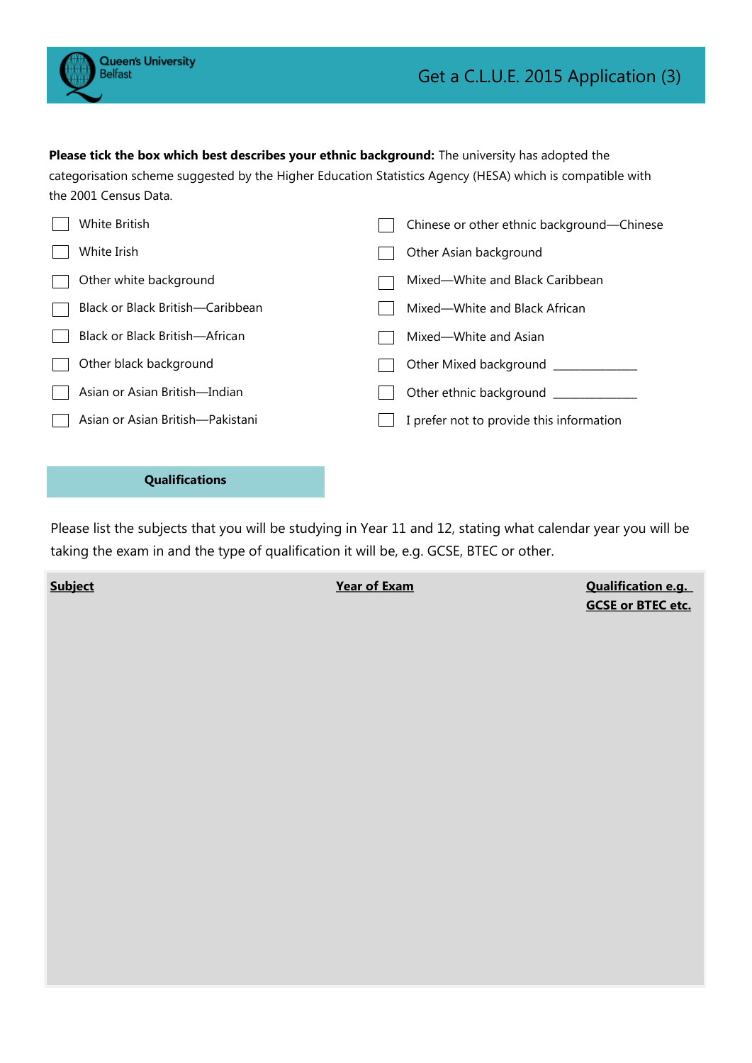**Please tick the box which best describes your ethnic background:** The university has adopted the categorisation scheme suggested by the Higher Education Statistics Agency (HESA) which is compatible with the 2001 Census Data.

- ☐ White British
- ☐ White Irish
- ☐ Other white background
- ☐ Black or Black British—Caribbean
- ☐ Black or Black British—African
- ☐ Other black background
- ☐ Asian or Asian British—Indian
- ☐ Asian or Asian British—Pakistani
- ☐ Chinese or other ethnic background—Chinese
- ☐ Other Asian background
- ☐ Mixed—White and Black Caribbean
- ☐ Mixed—White and Black African
- ☐ Mixed—White and Asian
- ☐ Other Mixed background ______________
- ☐ Other ethnic background ______________
- ☐ I prefer not to provide this information

## Qualifications

Please list the subjects that you will be studying in Year 11 and 12, stating what calendar year you will be taking the exam in and the type of qualification it will be, e.g. GCSE, BTEC or other.

| Subject | Year of Exam | Qualification e.g. GCSE or BTEC etc. |
|---|---|---|
| | | |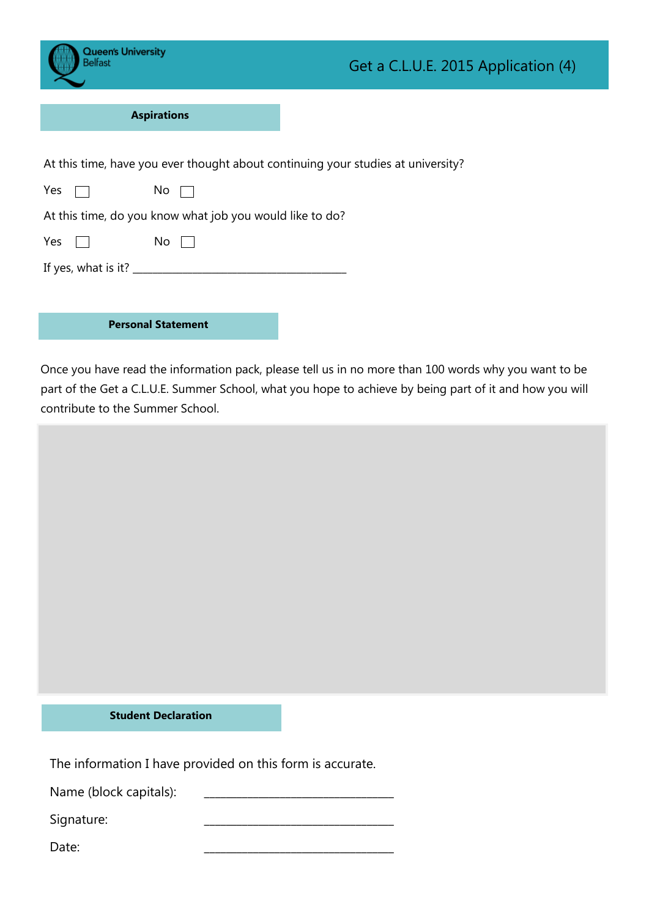Queen's University Belfast

Get a C.L.U.E. 2015 Application (4)

## Aspirations

At this time, have you ever thought about continuing your studies at university?

Yes ☐ No ☐

At this time, do you know what job you would like to do?

Yes ☐ No ☐

If yes, what is it? ________________________________________

## Personal Statement

Once you have read the information pack, please tell us in no more than 100 words why you want to be part of the Get a C.L.U.E. Summer School, what you hope to achieve by being part of it and how you will contribute to the Summer School.

## Student Declaration

The information I have provided on this form is accurate.

Name (block capitals): ____________________________________

Signature: ____________________________________

Date: ____________________________________